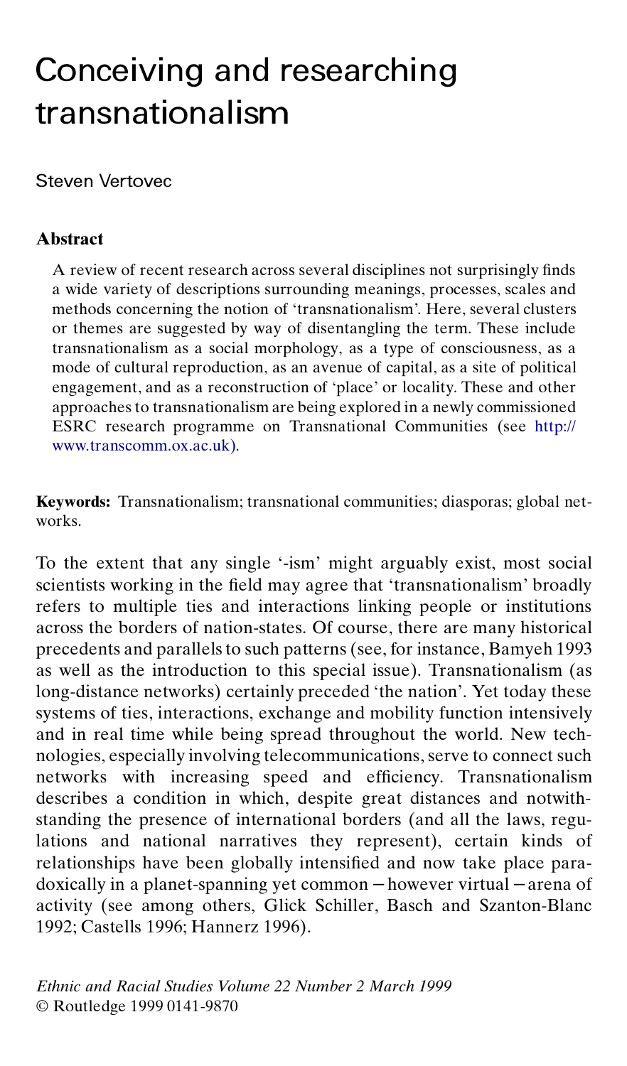# Conceiving and researching transnationalism

Steven Vertovec

## Abstract

A review of recent research across several disciplines not surprisingly finds a wide variety of descriptions surrounding meanings, processes, scales and methods concerning the notion of 'transnationalism'. Here, several clusters or themes are suggested by way of disentangling the term. These include transnationalism as a social morphology, as a type of consciousness, as a mode of cultural reproduction, as an avenue of capital, as a site of political engagement, and as a reconstruction of 'place' or locality. These and other approaches to transnationalism are being explored in a newly commissioned ESRC research programme on Transnational Communities (see http://www.transcomm.ox.ac.uk).

**Keywords:** Transnationalism; transnational communities; diasporas; global networks.

To the extent that any single '-ism' might arguably exist, most social scientists working in the field may agree that 'transnationalism' broadly refers to multiple ties and interactions linking people or institutions across the borders of nation-states. Of course, there are many historical precedents and parallels to such patterns (see, for instance, Bamyeh 1993 as well as the introduction to this special issue). Transnationalism (as long-distance networks) certainly preceded 'the nation'. Yet today these systems of ties, interactions, exchange and mobility function intensively and in real time while being spread throughout the world. New technologies, especially involving telecommunications, serve to connect such networks with increasing speed and efficiency. Transnationalism describes a condition in which, despite great distances and notwithstanding the presence of international borders (and all the laws, regulations and national narratives they represent), certain kinds of relationships have been globally intensified and now take place paradoxically in a planet-spanning yet common – however virtual – arena of activity (see among others, Glick Schiller, Basch and Szanton-Blanc 1992; Castells 1996; Hannerz 1996).

*Ethnic and Racial Studies Volume 22 Number 2 March 1999*
© Routledge 1999 0141-9870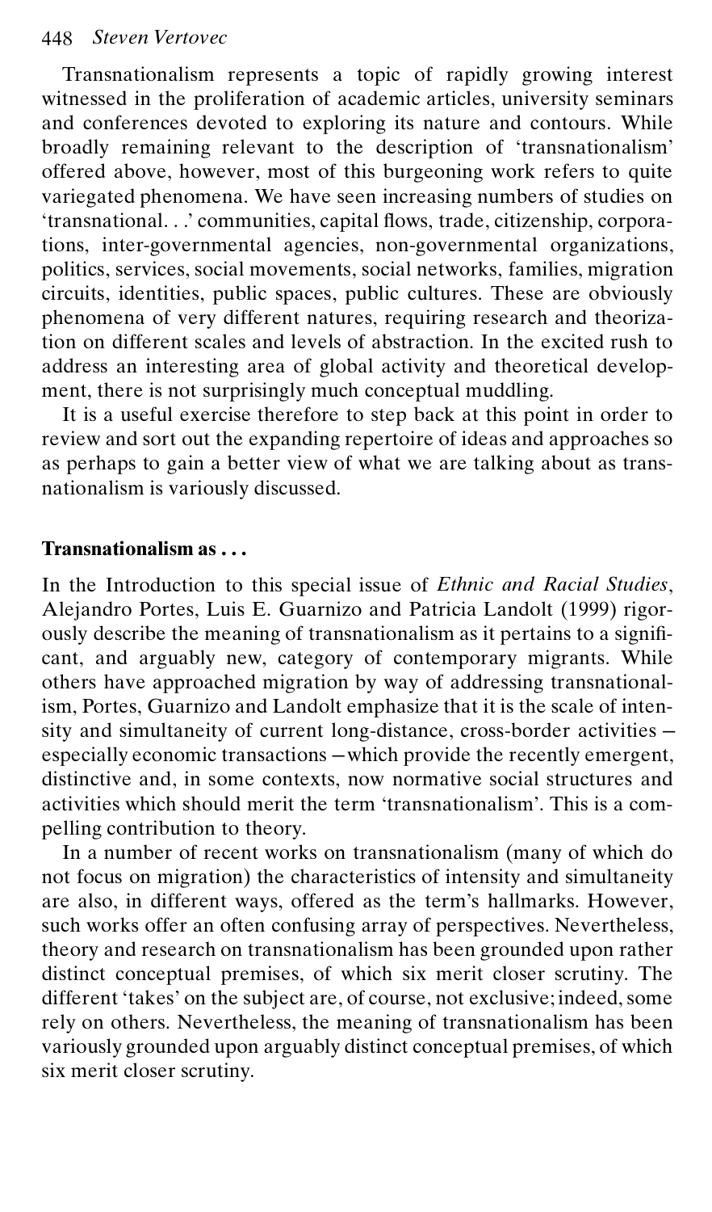Transnationalism represents a topic of rapidly growing interest witnessed in the proliferation of academic articles, university seminars and conferences devoted to exploring its nature and contours. While broadly remaining relevant to the description of 'transnationalism' offered above, however, most of this burgeoning work refers to quite variegated phenomena. We have seen increasing numbers of studies on 'transnational. . .' communities, capital flows, trade, citizenship, corporations, inter-governmental agencies, non-governmental organizations, politics, services, social movements, social networks, families, migration circuits, identities, public spaces, public cultures. These are obviously phenomena of very different natures, requiring research and theorization on different scales and levels of abstraction. In the excited rush to address an interesting area of global activity and theoretical development, there is not surprisingly much conceptual muddling.

It is a useful exercise therefore to step back at this point in order to review and sort out the expanding repertoire of ideas and approaches so as perhaps to gain a better view of what we are talking about as transnationalism is variously discussed.

## Transnationalism as . . .

In the Introduction to this special issue of *Ethnic and Racial Studies*, Alejandro Portes, Luis E. Guarnizo and Patricia Landolt (1999) rigorously describe the meaning of transnationalism as it pertains to a significant, and arguably new, category of contemporary migrants. While others have approached migration by way of addressing transnationalism, Portes, Guarnizo and Landolt emphasize that it is the scale of intensity and simultaneity of current long-distance, cross-border activities – especially economic transactions – which provide the recently emergent, distinctive and, in some contexts, now normative social structures and activities which should merit the term 'transnationalism'. This is a compelling contribution to theory.

In a number of recent works on transnationalism (many of which do not focus on migration) the characteristics of intensity and simultaneity are also, in different ways, offered as the term's hallmarks. However, such works offer an often confusing array of perspectives. Nevertheless, theory and research on transnationalism has been grounded upon rather distinct conceptual premises, of which six merit closer scrutiny. The different 'takes' on the subject are, of course, not exclusive; indeed, some rely on others. Nevertheless, the meaning of transnationalism has been variously grounded upon arguably distinct conceptual premises, of which six merit closer scrutiny.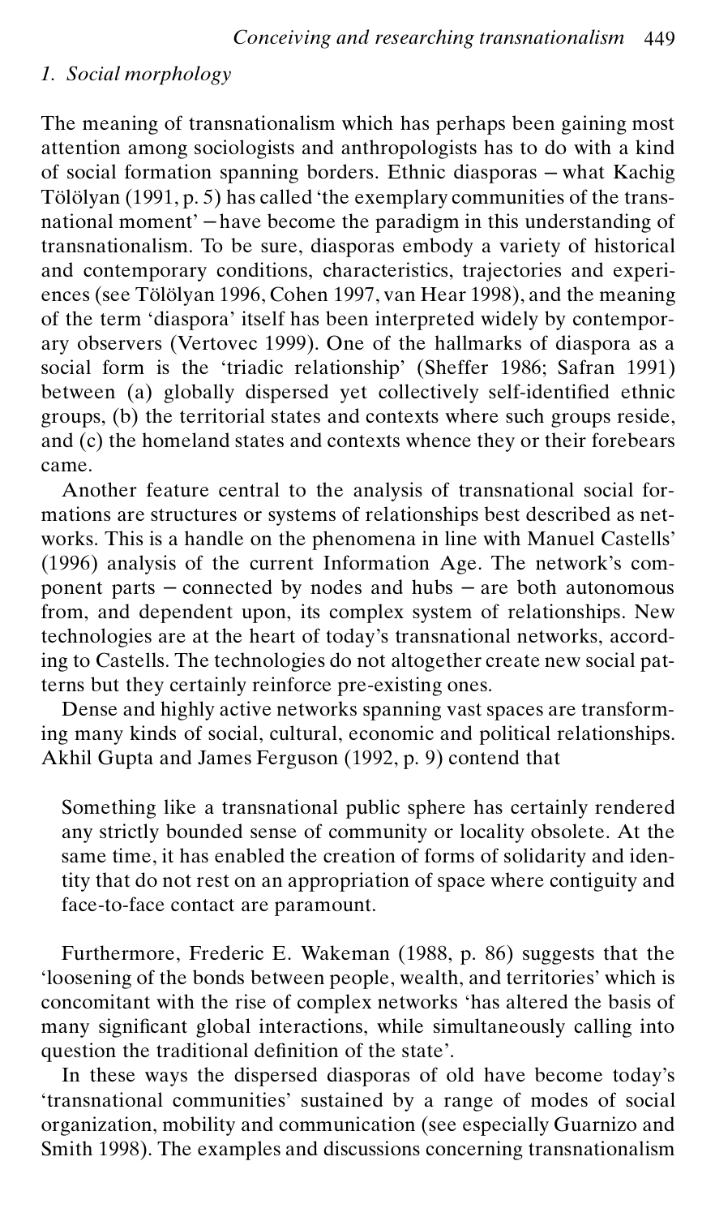### *1. Social morphology*

The meaning of transnationalism which has perhaps been gaining most attention among sociologists and anthropologists has to do with a kind of social formation spanning borders. Ethnic diasporas – what Kachig Tölölyan (1991, p. 5) has called 'the exemplary communities of the transnational moment' – have become the paradigm in this understanding of transnationalism. To be sure, diasporas embody a variety of historical and contemporary conditions, characteristics, trajectories and experiences (see Tölölyan 1996, Cohen 1997, van Hear 1998), and the meaning of the term 'diaspora' itself has been interpreted widely by contemporary observers (Vertovec 1999). One of the hallmarks of diaspora as a social form is the 'triadic relationship' (Sheffer 1986; Safran 1991) between (a) globally dispersed yet collectively self-identified ethnic groups, (b) the territorial states and contexts where such groups reside, and (c) the homeland states and contexts whence they or their forebears came.

Another feature central to the analysis of transnational social formations are structures or systems of relationships best described as networks. This is a handle on the phenomena in line with Manuel Castells' (1996) analysis of the current Information Age. The network's component parts – connected by nodes and hubs – are both autonomous from, and dependent upon, its complex system of relationships. New technologies are at the heart of today's transnational networks, according to Castells. The technologies do not altogether create new social patterns but they certainly reinforce pre-existing ones.

Dense and highly active networks spanning vast spaces are transforming many kinds of social, cultural, economic and political relationships. Akhil Gupta and James Ferguson (1992, p. 9) contend that

> Something like a transnational public sphere has certainly rendered any strictly bounded sense of community or locality obsolete. At the same time, it has enabled the creation of forms of solidarity and identity that do not rest on an appropriation of space where contiguity and face-to-face contact are paramount.

Furthermore, Frederic E. Wakeman (1988, p. 86) suggests that the 'loosening of the bonds between people, wealth, and territories' which is concomitant with the rise of complex networks 'has altered the basis of many significant global interactions, while simultaneously calling into question the traditional definition of the state'.

In these ways the dispersed diasporas of old have become today's 'transnational communities' sustained by a range of modes of social organization, mobility and communication (see especially Guarnizo and Smith 1998). The examples and discussions concerning transnationalism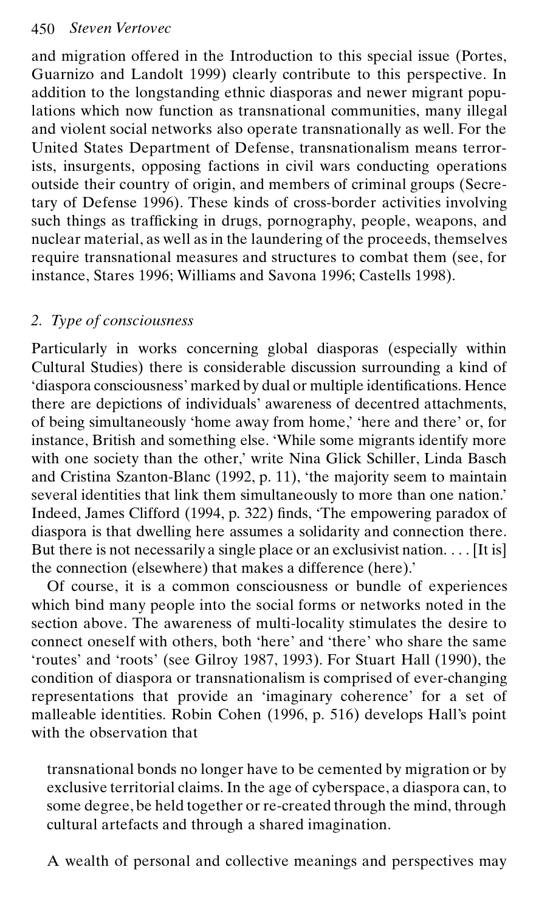and migration offered in the Introduction to this special issue (Portes, Guarnizo and Landolt 1999) clearly contribute to this perspective. In addition to the longstanding ethnic diasporas and newer migrant populations which now function as transnational communities, many illegal and violent social networks also operate transnationally as well. For the United States Department of Defense, transnationalism means terrorists, insurgents, opposing factions in civil wars conducting operations outside their country of origin, and members of criminal groups (Secretary of Defense 1996). These kinds of cross-border activities involving such things as trafficking in drugs, pornography, people, weapons, and nuclear material, as well as in the laundering of the proceeds, themselves require transnational measures and structures to combat them (see, for instance, Stares 1996; Williams and Savona 1996; Castells 1998).

### *2. Type of consciousness*

Particularly in works concerning global diasporas (especially within Cultural Studies) there is considerable discussion surrounding a kind of 'diaspora consciousness' marked by dual or multiple identifications. Hence there are depictions of individuals' awareness of decentred attachments, of being simultaneously 'home away from home,' 'here and there' or, for instance, British and something else. 'While some migrants identify more with one society than the other,' write Nina Glick Schiller, Linda Basch and Cristina Szanton-Blanc (1992, p. 11), 'the majority seem to maintain several identities that link them simultaneously to more than one nation.' Indeed, James Clifford (1994, p. 322) finds, 'The empowering paradox of diaspora is that dwelling here assumes a solidarity and connection there. But there is not necessarily a single place or an exclusivist nation. . . . [It is] the connection (elsewhere) that makes a difference (here).'

Of course, it is a common consciousness or bundle of experiences which bind many people into the social forms or networks noted in the section above. The awareness of multi-locality stimulates the desire to connect oneself with others, both 'here' and 'there' who share the same 'routes' and 'roots' (see Gilroy 1987, 1993). For Stuart Hall (1990), the condition of diaspora or transnationalism is comprised of ever-changing representations that provide an 'imaginary coherence' for a set of malleable identities. Robin Cohen (1996, p. 516) develops Hall's point with the observation that

> transnational bonds no longer have to be cemented by migration or by exclusive territorial claims. In the age of cyberspace, a diaspora can, to some degree, be held together or re-created through the mind, through cultural artefacts and through a shared imagination.

A wealth of personal and collective meanings and perspectives may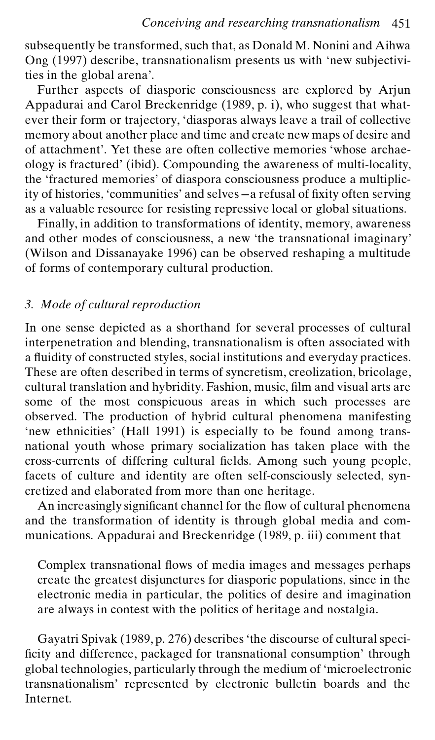subsequently be transformed, such that, as Donald M. Nonini and Aihwa Ong (1997) describe, transnationalism presents us with 'new subjectivities in the global arena'.

Further aspects of diasporic consciousness are explored by Arjun Appadurai and Carol Breckenridge (1989, p. i), who suggest that whatever their form or trajectory, 'diasporas always leave a trail of collective memory about another place and time and create new maps of desire and of attachment'. Yet these are often collective memories 'whose archaeology is fractured' (ibid). Compounding the awareness of multi-locality, the 'fractured memories' of diaspora consciousness produce a multiplicity of histories, 'communities' and selves—a refusal of fixity often serving as a valuable resource for resisting repressive local or global situations.

Finally, in addition to transformations of identity, memory, awareness and other modes of consciousness, a new 'the transnational imaginary' (Wilson and Dissanayake 1996) can be observed reshaping a multitude of forms of contemporary cultural production.

### *3. Mode of cultural reproduction*

In one sense depicted as a shorthand for several processes of cultural interpenetration and blending, transnationalism is often associated with a fluidity of constructed styles, social institutions and everyday practices. These are often described in terms of syncretism, creolization, bricolage, cultural translation and hybridity. Fashion, music, film and visual arts are some of the most conspicuous areas in which such processes are observed. The production of hybrid cultural phenomena manifesting 'new ethnicities' (Hall 1991) is especially to be found among transnational youth whose primary socialization has taken place with the cross-currents of differing cultural fields. Among such young people, facets of culture and identity are often self-consciously selected, syncretized and elaborated from more than one heritage.

An increasingly significant channel for the flow of cultural phenomena and the transformation of identity is through global media and communications. Appadurai and Breckenridge (1989, p. iii) comment that

> Complex transnational flows of media images and messages perhaps create the greatest disjunctures for diasporic populations, since in the electronic media in particular, the politics of desire and imagination are always in contest with the politics of heritage and nostalgia.

Gayatri Spivak (1989, p. 276) describes 'the discourse of cultural specificity and difference, packaged for transnational consumption' through global technologies, particularly through the medium of 'microelectronic transnationalism' represented by electronic bulletin boards and the Internet.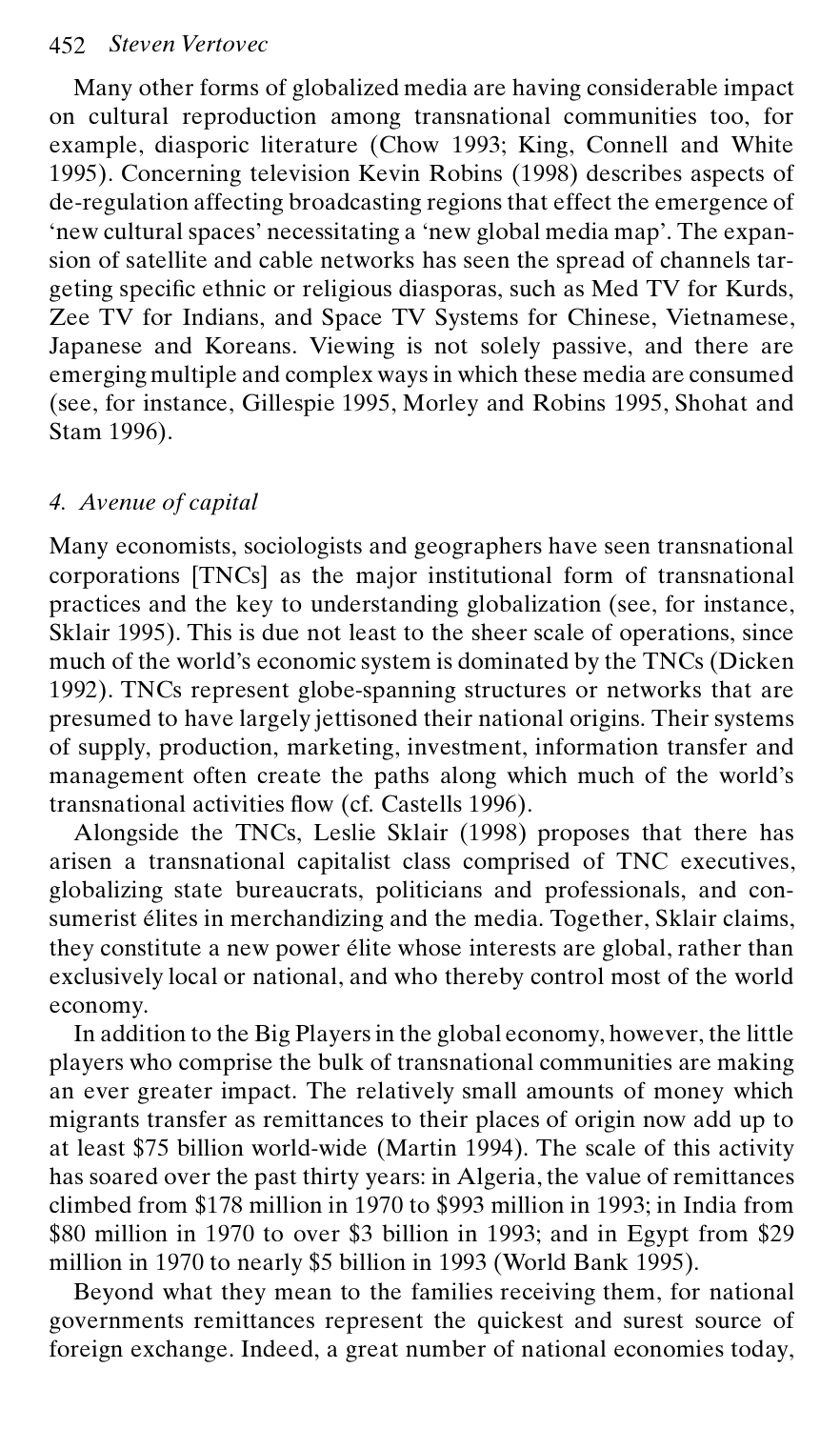Many other forms of globalized media are having considerable impact on cultural reproduction among transnational communities too, for example, diasporic literature (Chow 1993; King, Connell and White 1995). Concerning television Kevin Robins (1998) describes aspects of de-regulation affecting broadcasting regions that effect the emergence of 'new cultural spaces' necessitating a 'new global media map'. The expansion of satellite and cable networks has seen the spread of channels targeting specific ethnic or religious diasporas, such as Med TV for Kurds, Zee TV for Indians, and Space TV Systems for Chinese, Vietnamese, Japanese and Koreans. Viewing is not solely passive, and there are emerging multiple and complex ways in which these media are consumed (see, for instance, Gillespie 1995, Morley and Robins 1995, Shohat and Stam 1996).

### *4. Avenue of capital*

Many economists, sociologists and geographers have seen transnational corporations [TNCs] as the major institutional form of transnational practices and the key to understanding globalization (see, for instance, Sklair 1995). This is due not least to the sheer scale of operations, since much of the world's economic system is dominated by the TNCs (Dicken 1992). TNCs represent globe-spanning structures or networks that are presumed to have largely jettisoned their national origins. Their systems of supply, production, marketing, investment, information transfer and management often create the paths along which much of the world's transnational activities flow (cf. Castells 1996).

Alongside the TNCs, Leslie Sklair (1998) proposes that there has arisen a transnational capitalist class comprised of TNC executives, globalizing state bureaucrats, politicians and professionals, and consumerist élites in merchandizing and the media. Together, Sklair claims, they constitute a new power élite whose interests are global, rather than exclusively local or national, and who thereby control most of the world economy.

In addition to the Big Players in the global economy, however, the little players who comprise the bulk of transnational communities are making an ever greater impact. The relatively small amounts of money which migrants transfer as remittances to their places of origin now add up to at least $75 billion world-wide (Martin 1994). The scale of this activity has soared over the past thirty years: in Algeria, the value of remittances climbed from $178 million in 1970 to $993 million in 1993; in India from $80 million in 1970 to over $3 billion in 1993; and in Egypt from $29 million in 1970 to nearly $5 billion in 1993 (World Bank 1995).

Beyond what they mean to the families receiving them, for national governments remittances represent the quickest and surest source of foreign exchange. Indeed, a great number of national economies today,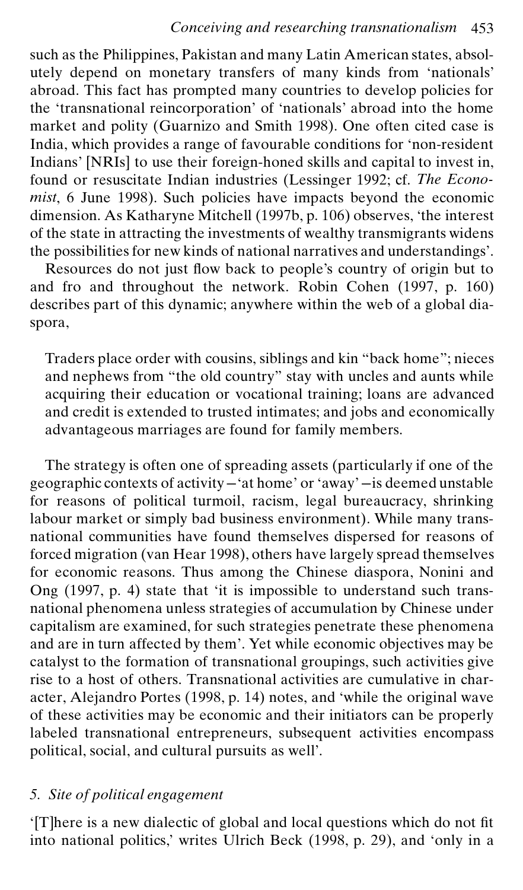such as the Philippines, Pakistan and many Latin American states, absolutely depend on monetary transfers of many kinds from 'nationals' abroad. This fact has prompted many countries to develop policies for the 'transnational reincorporation' of 'nationals' abroad into the home market and polity (Guarnizo and Smith 1998). One often cited case is India, which provides a range of favourable conditions for 'non-resident Indians' [NRIs] to use their foreign-honed skills and capital to invest in, found or resuscitate Indian industries (Lessinger 1992; cf. *The Economist*, 6 June 1998). Such policies have impacts beyond the economic dimension. As Katharyne Mitchell (1997b, p. 106) observes, 'the interest of the state in attracting the investments of wealthy transmigrants widens the possibilities for new kinds of national narratives and understandings'.

Resources do not just flow back to people's country of origin but to and fro and throughout the network. Robin Cohen (1997, p. 160) describes part of this dynamic; anywhere within the web of a global diaspora,

> Traders place order with cousins, siblings and kin "back home"; nieces and nephews from "the old country" stay with uncles and aunts while acquiring their education or vocational training; loans are advanced and credit is extended to trusted intimates; and jobs and economically advantageous marriages are found for family members.

The strategy is often one of spreading assets (particularly if one of the geographic contexts of activity – 'at home' or 'away' – is deemed unstable for reasons of political turmoil, racism, legal bureaucracy, shrinking labour market or simply bad business environment). While many transnational communities have found themselves dispersed for reasons of forced migration (van Hear 1998), others have largely spread themselves for economic reasons. Thus among the Chinese diaspora, Nonini and Ong (1997, p. 4) state that 'it is impossible to understand such transnational phenomena unless strategies of accumulation by Chinese under capitalism are examined, for such strategies penetrate these phenomena and are in turn affected by them'. Yet while economic objectives may be catalyst to the formation of transnational groupings, such activities give rise to a host of others. Transnational activities are cumulative in character, Alejandro Portes (1998, p. 14) notes, and 'while the original wave of these activities may be economic and their initiators can be properly labeled transnational entrepreneurs, subsequent activities encompass political, social, and cultural pursuits as well'.

### *5. Site of political engagement*

'[T]here is a new dialectic of global and local questions which do not fit into national politics,' writes Ulrich Beck (1998, p. 29), and 'only in a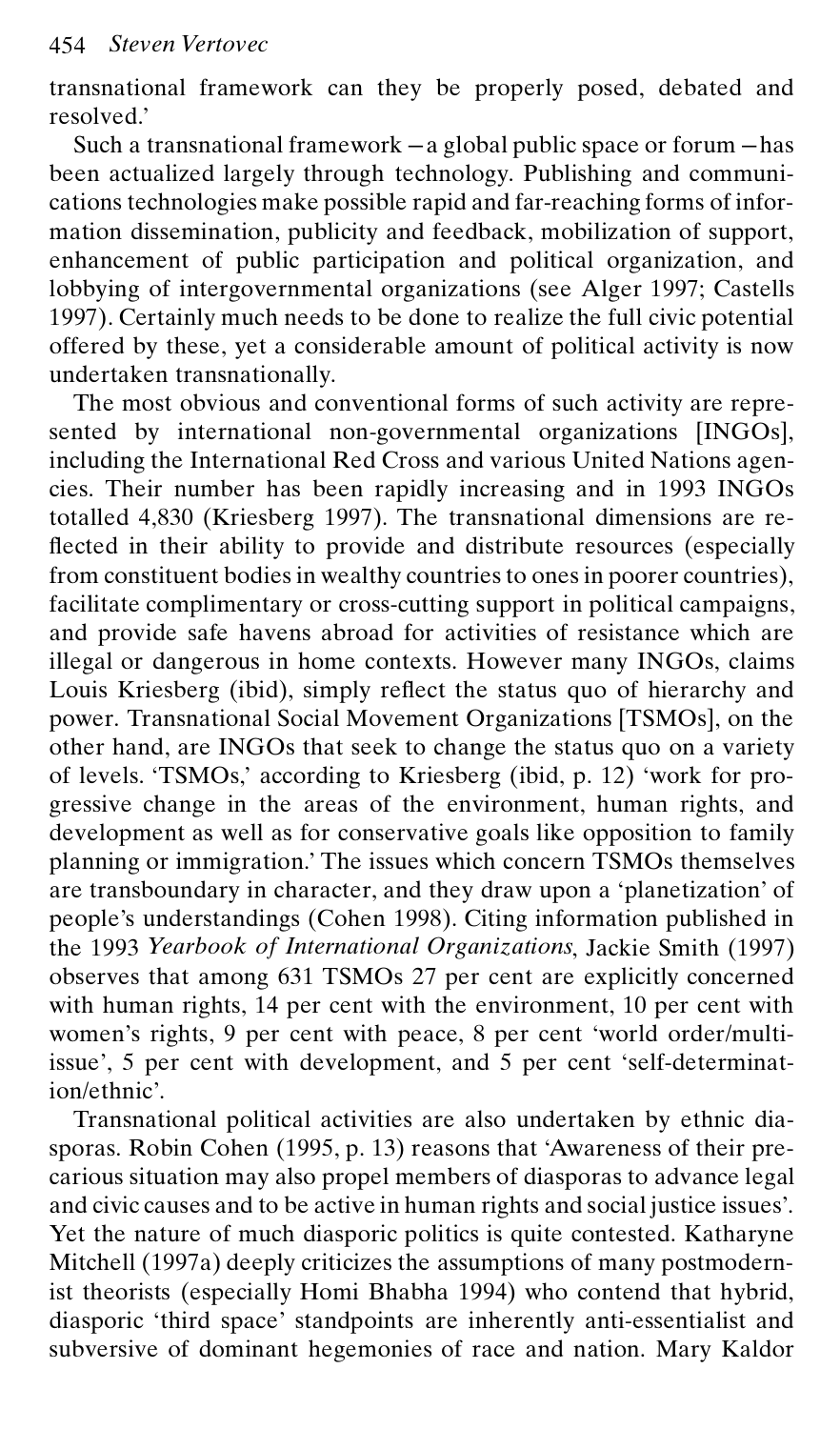transnational framework can they be properly posed, debated and resolved.'

Such a transnational framework – a global public space or forum – has been actualized largely through technology. Publishing and communications technologies make possible rapid and far-reaching forms of information dissemination, publicity and feedback, mobilization of support, enhancement of public participation and political organization, and lobbying of intergovernmental organizations (see Alger 1997; Castells 1997). Certainly much needs to be done to realize the full civic potential offered by these, yet a considerable amount of political activity is now undertaken transnationally.

The most obvious and conventional forms of such activity are represented by international non-governmental organizations [INGOs], including the International Red Cross and various United Nations agencies. Their number has been rapidly increasing and in 1993 INGOs totalled 4,830 (Kriesberg 1997). The transnational dimensions are reflected in their ability to provide and distribute resources (especially from constituent bodies in wealthy countries to ones in poorer countries), facilitate complimentary or cross-cutting support in political campaigns, and provide safe havens abroad for activities of resistance which are illegal or dangerous in home contexts. However many INGOs, claims Louis Kriesberg (ibid), simply reflect the status quo of hierarchy and power. Transnational Social Movement Organizations [TSMOs], on the other hand, are INGOs that seek to change the status quo on a variety of levels. 'TSMOs,' according to Kriesberg (ibid, p. 12) 'work for progressive change in the areas of the environment, human rights, and development as well as for conservative goals like opposition to family planning or immigration.' The issues which concern TSMOs themselves are transboundary in character, and they draw upon a 'planetization' of people's understandings (Cohen 1998). Citing information published in the 1993 *Yearbook of International Organizations*, Jackie Smith (1997) observes that among 631 TSMOs 27 per cent are explicitly concerned with human rights, 14 per cent with the environment, 10 per cent with women's rights, 9 per cent with peace, 8 per cent 'world order/multi-issue', 5 per cent with development, and 5 per cent 'self-determination/ethnic'.

Transnational political activities are also undertaken by ethnic diasporas. Robin Cohen (1995, p. 13) reasons that 'Awareness of their precarious situation may also propel members of diasporas to advance legal and civic causes and to be active in human rights and social justice issues'. Yet the nature of much diasporic politics is quite contested. Katharyne Mitchell (1997a) deeply criticizes the assumptions of many postmodernist theorists (especially Homi Bhabha 1994) who contend that hybrid, diasporic 'third space' standpoints are inherently anti-essentialist and subversive of dominant hegemonies of race and nation. Mary Kaldor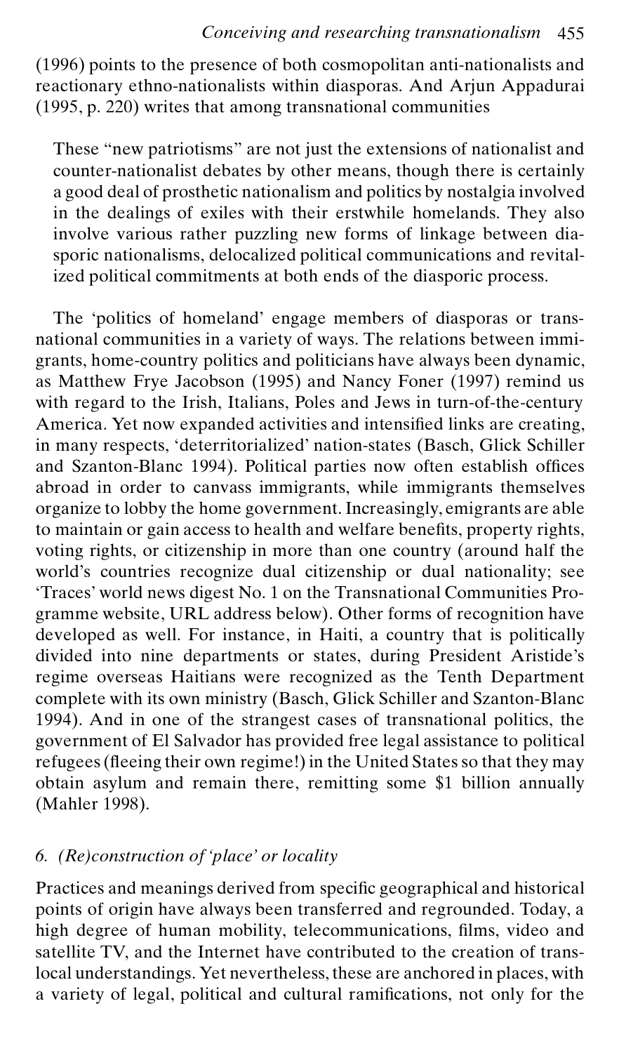(1996) points to the presence of both cosmopolitan anti-nationalists and reactionary ethno-nationalists within diasporas. And Arjun Appadurai (1995, p. 220) writes that among transnational communities

> These "new patriotisms" are not just the extensions of nationalist and counter-nationalist debates by other means, though there is certainly a good deal of prosthetic nationalism and politics by nostalgia involved in the dealings of exiles with their erstwhile homelands. They also involve various rather puzzling new forms of linkage between diasporic nationalisms, delocalized political communications and revitalized political commitments at both ends of the diasporic process.

The 'politics of homeland' engage members of diasporas or transnational communities in a variety of ways. The relations between immigrants, home-country politics and politicians have always been dynamic, as Matthew Frye Jacobson (1995) and Nancy Foner (1997) remind us with regard to the Irish, Italians, Poles and Jews in turn-of-the-century America. Yet now expanded activities and intensified links are creating, in many respects, 'deterritorialized' nation-states (Basch, Glick Schiller and Szanton-Blanc 1994). Political parties now often establish offices abroad in order to canvass immigrants, while immigrants themselves organize to lobby the home government. Increasingly, emigrants are able to maintain or gain access to health and welfare benefits, property rights, voting rights, or citizenship in more than one country (around half the world's countries recognize dual citizenship or dual nationality; see 'Traces' world news digest No. 1 on the Transnational Communities Programme website, URL address below). Other forms of recognition have developed as well. For instance, in Haiti, a country that is politically divided into nine departments or states, during President Aristide's regime overseas Haitians were recognized as the Tenth Department complete with its own ministry (Basch, Glick Schiller and Szanton-Blanc 1994). And in one of the strangest cases of transnational politics, the government of El Salvador has provided free legal assistance to political refugees (fleeing their own regime!) in the United States so that they may obtain asylum and remain there, remitting some $1 billion annually (Mahler 1998).

### *6. (Re)construction of 'place' or locality*

Practices and meanings derived from specific geographical and historical points of origin have always been transferred and regrounded. Today, a high degree of human mobility, telecommunications, films, video and satellite TV, and the Internet have contributed to the creation of translocal understandings. Yet nevertheless, these are anchored in places, with a variety of legal, political and cultural ramifications, not only for the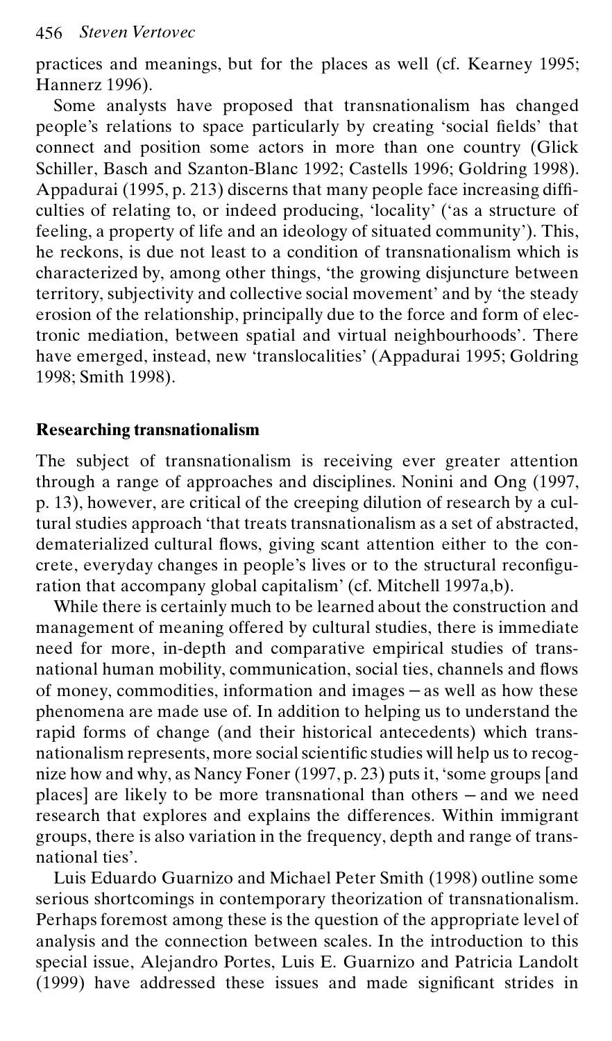practices and meanings, but for the places as well (cf. Kearney 1995; Hannerz 1996).

Some analysts have proposed that transnationalism has changed people's relations to space particularly by creating 'social fields' that connect and position some actors in more than one country (Glick Schiller, Basch and Szanton-Blanc 1992; Castells 1996; Goldring 1998). Appadurai (1995, p. 213) discerns that many people face increasing difficulties of relating to, or indeed producing, 'locality' ('as a structure of feeling, a property of life and an ideology of situated community'). This, he reckons, is due not least to a condition of transnationalism which is characterized by, among other things, 'the growing disjuncture between territory, subjectivity and collective social movement' and by 'the steady erosion of the relationship, principally due to the force and form of electronic mediation, between spatial and virtual neighbourhoods'. There have emerged, instead, new 'translocalities' (Appadurai 1995; Goldring 1998; Smith 1998).

## Researching transnationalism

The subject of transnationalism is receiving ever greater attention through a range of approaches and disciplines. Nonini and Ong (1997, p. 13), however, are critical of the creeping dilution of research by a cultural studies approach 'that treats transnationalism as a set of abstracted, dematerialized cultural flows, giving scant attention either to the concrete, everyday changes in people's lives or to the structural reconfiguration that accompany global capitalism' (cf. Mitchell 1997a,b).

While there is certainly much to be learned about the construction and management of meaning offered by cultural studies, there is immediate need for more, in-depth and comparative empirical studies of transnational human mobility, communication, social ties, channels and flows of money, commodities, information and images – as well as how these phenomena are made use of. In addition to helping us to understand the rapid forms of change (and their historical antecedents) which transnationalism represents, more social scientific studies will help us to recognize how and why, as Nancy Foner (1997, p. 23) puts it, 'some groups [and places] are likely to be more transnational than others – and we need research that explores and explains the differences. Within immigrant groups, there is also variation in the frequency, depth and range of transnational ties'.

Luis Eduardo Guarnizo and Michael Peter Smith (1998) outline some serious shortcomings in contemporary theorization of transnationalism. Perhaps foremost among these is the question of the appropriate level of analysis and the connection between scales. In the introduction to this special issue, Alejandro Portes, Luis E. Guarnizo and Patricia Landolt (1999) have addressed these issues and made significant strides in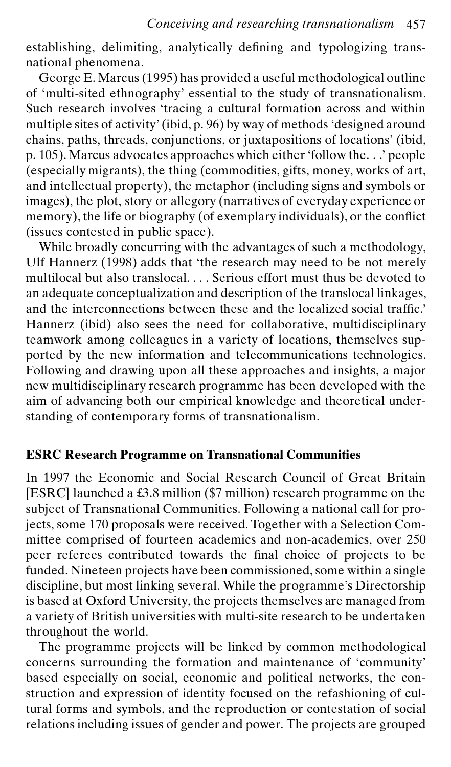establishing, delimiting, analytically defining and typologizing transnational phenomena.

George E. Marcus (1995) has provided a useful methodological outline of 'multi-sited ethnography' essential to the study of transnationalism. Such research involves 'tracing a cultural formation across and within multiple sites of activity' (ibid, p. 96) by way of methods 'designed around chains, paths, threads, conjunctions, or juxtapositions of locations' (ibid, p. 105). Marcus advocates approaches which either 'follow the. . .' people (especially migrants), the thing (commodities, gifts, money, works of art, and intellectual property), the metaphor (including signs and symbols or images), the plot, story or allegory (narratives of everyday experience or memory), the life or biography (of exemplary individuals), or the conflict (issues contested in public space).

While broadly concurring with the advantages of such a methodology, Ulf Hannerz (1998) adds that 'the research may need to be not merely multilocal but also translocal. . . . Serious effort must thus be devoted to an adequate conceptualization and description of the translocal linkages, and the interconnections between these and the localized social traffic.' Hannerz (ibid) also sees the need for collaborative, multidisciplinary teamwork among colleagues in a variety of locations, themselves supported by the new information and telecommunications technologies. Following and drawing upon all these approaches and insights, a major new multidisciplinary research programme has been developed with the aim of advancing both our empirical knowledge and theoretical understanding of contemporary forms of transnationalism.

## ESRC Research Programme on Transnational Communities

In 1997 the Economic and Social Research Council of Great Britain [ESRC] launched a £3.8 million ($7 million) research programme on the subject of Transnational Communities. Following a national call for projects, some 170 proposals were received. Together with a Selection Committee comprised of fourteen academics and non-academics, over 250 peer referees contributed towards the final choice of projects to be funded. Nineteen projects have been commissioned, some within a single discipline, but most linking several. While the programme's Directorship is based at Oxford University, the projects themselves are managed from a variety of British universities with multi-site research to be undertaken throughout the world.

The programme projects will be linked by common methodological concerns surrounding the formation and maintenance of 'community' based especially on social, economic and political networks, the construction and expression of identity focused on the refashioning of cultural forms and symbols, and the reproduction or contestation of social relations including issues of gender and power. The projects are grouped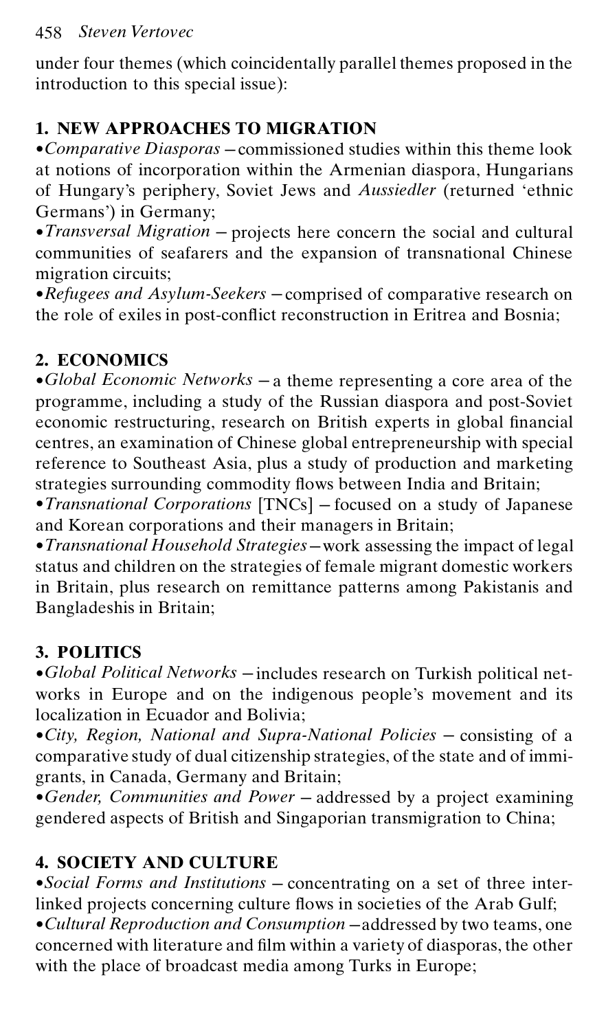under four themes (which coincidentally parallel themes proposed in the introduction to this special issue):

**1. NEW APPROACHES TO MIGRATION**

- *Comparative Diasporas* – commissioned studies within this theme look at notions of incorporation within the Armenian diaspora, Hungarians of Hungary's periphery, Soviet Jews and *Aussiedler* (returned 'ethnic Germans') in Germany;
- *Transversal Migration* – projects here concern the social and cultural communities of seafarers and the expansion of transnational Chinese migration circuits;
- *Refugees and Asylum-Seekers* – comprised of comparative research on the role of exiles in post-conflict reconstruction in Eritrea and Bosnia;

**2. ECONOMICS**

- *Global Economic Networks* – a theme representing a core area of the programme, including a study of the Russian diaspora and post-Soviet economic restructuring, research on British experts in global financial centres, an examination of Chinese global entrepreneurship with special reference to Southeast Asia, plus a study of production and marketing strategies surrounding commodity flows between India and Britain;
- *Transnational Corporations* [TNCs] – focused on a study of Japanese and Korean corporations and their managers in Britain;
- *Transnational Household Strategies* – work assessing the impact of legal status and children on the strategies of female migrant domestic workers in Britain, plus research on remittance patterns among Pakistanis and Bangladeshis in Britain;

**3. POLITICS**

- *Global Political Networks* – includes research on Turkish political networks in Europe and on the indigenous people's movement and its localization in Ecuador and Bolivia;
- *City, Region, National and Supra-National Policies* – consisting of a comparative study of dual citizenship strategies, of the state and of immigrants, in Canada, Germany and Britain;
- *Gender, Communities and Power* – addressed by a project examining gendered aspects of British and Singaporian transmigration to China;

**4. SOCIETY AND CULTURE**

- *Social Forms and Institutions* – concentrating on a set of three interlinked projects concerning culture flows in societies of the Arab Gulf;
- *Cultural Reproduction and Consumption* – addressed by two teams, one concerned with literature and film within a variety of diasporas, the other with the place of broadcast media among Turks in Europe;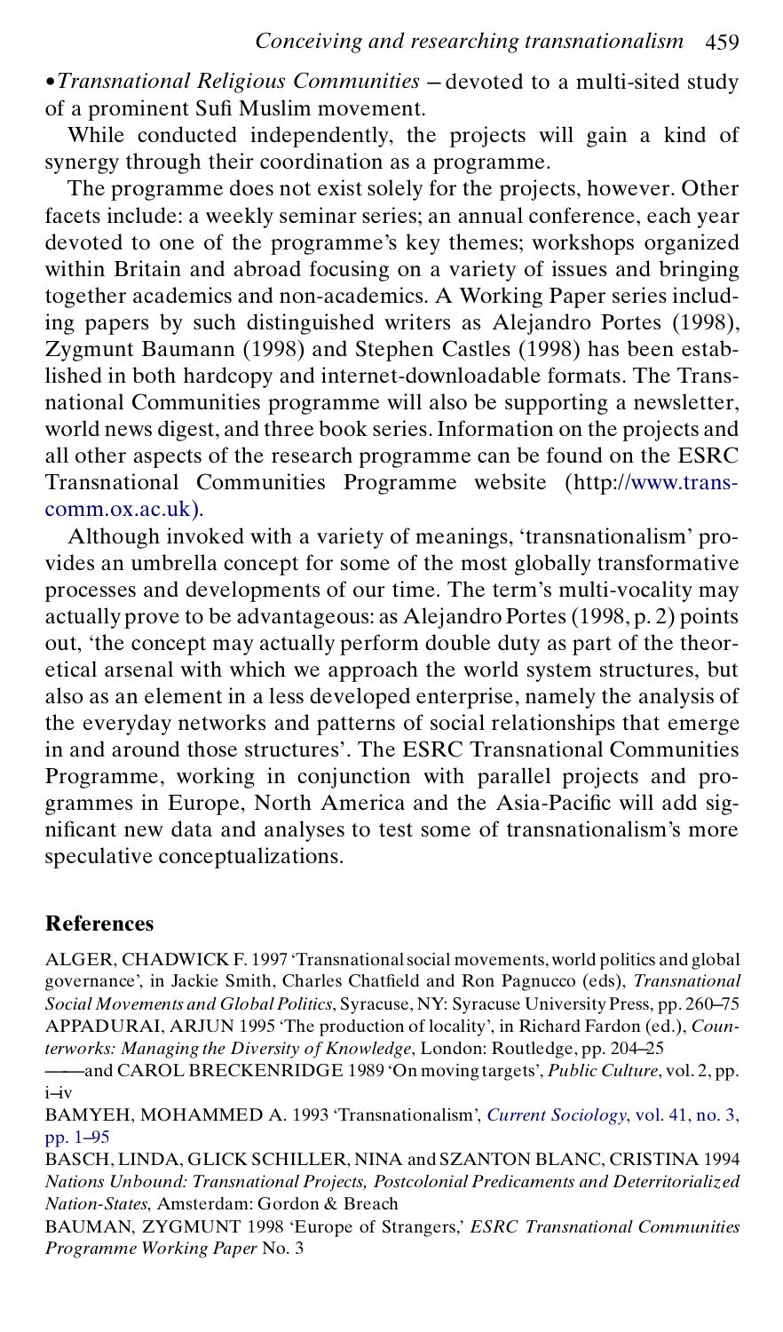•*Transnational Religious Communities* – devoted to a multi-sited study of a prominent Sufi Muslim movement.

While conducted independently, the projects will gain a kind of synergy through their coordination as a programme.

The programme does not exist solely for the projects, however. Other facets include: a weekly seminar series; an annual conference, each year devoted to one of the programme's key themes; workshops organized within Britain and abroad focusing on a variety of issues and bringing together academics and non-academics. A Working Paper series including papers by such distinguished writers as Alejandro Portes (1998), Zygmunt Baumann (1998) and Stephen Castles (1998) has been established in both hardcopy and internet-downloadable formats. The Transnational Communities programme will also be supporting a newsletter, world news digest, and three book series. Information on the projects and all other aspects of the research programme can be found on the ESRC Transnational Communities Programme website (http://www.transcomm.ox.ac.uk).

Although invoked with a variety of meanings, 'transnationalism' provides an umbrella concept for some of the most globally transformative processes and developments of our time. The term's multi-vocality may actually prove to be advantageous: as Alejandro Portes (1998, p. 2) points out, 'the concept may actually perform double duty as part of the theoretical arsenal with which we approach the world system structures, but also as an element in a less developed enterprise, namely the analysis of the everyday networks and patterns of social relationships that emerge in and around those structures'. The ESRC Transnational Communities Programme, working in conjunction with parallel projects and programmes in Europe, North America and the Asia-Pacific will add significant new data and analyses to test some of transnationalism's more speculative conceptualizations.

## References

ALGER, CHADWICK F. 1997 'Transnational social movements, world politics and global governance', in Jackie Smith, Charles Chatfield and Ron Pagnucco (eds), *Transnational Social Movements and Global Politics*, Syracuse, NY: Syracuse University Press, pp. 260–75

APPADURAI, ARJUN 1995 'The production of locality', in Richard Fardon (ed.), *Counterworks: Managing the Diversity of Knowledge*, London: Routledge, pp. 204–25

——and CAROL BRECKENRIDGE 1989 'On moving targets', *Public Culture*, vol. 2, pp. i–iv

BAMYEH, MOHAMMED A. 1993 'Transnationalism', *Current Sociology*, vol. 41, no. 3, pp. 1–95

BASCH, LINDA, GLICK SCHILLER, NINA and SZANTON BLANC, CRISTINA 1994 *Nations Unbound: Transnational Projects, Postcolonial Predicaments and Deterritorialized Nation-States*, Amsterdam: Gordon & Breach

BAUMAN, ZYGMUNT 1998 'Europe of Strangers,' *ESRC Transnational Communities Programme Working Paper* No. 3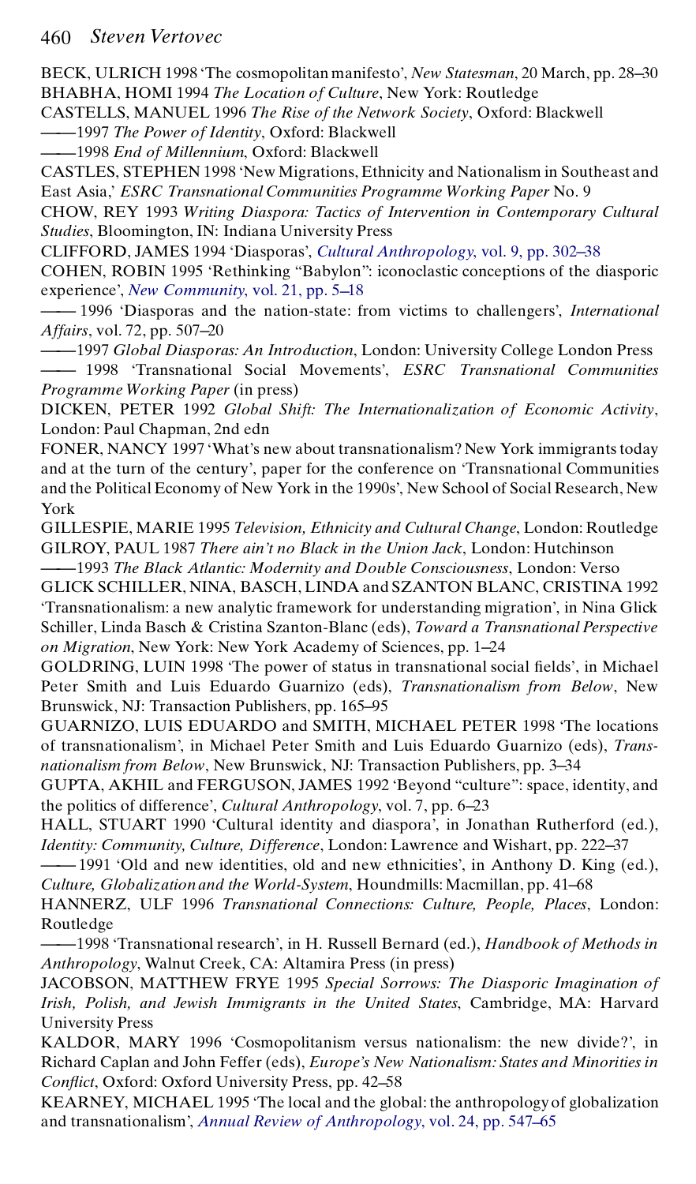BECK, ULRICH 1998 'The cosmopolitan manifesto', *New Statesman*, 20 March, pp. 28–30

BHABHA, HOMI 1994 *The Location of Culture*, New York: Routledge

CASTELLS, MANUEL 1996 *The Rise of the Network Society*, Oxford: Blackwell

——1997 *The Power of Identity*, Oxford: Blackwell

——1998 *End of Millennium*, Oxford: Blackwell

CASTLES, STEPHEN 1998 'New Migrations, Ethnicity and Nationalism in Southeast and East Asia,' *ESRC Transnational Communities Programme Working Paper* No. 9

CHOW, REY 1993 *Writing Diaspora: Tactics of Intervention in Contemporary Cultural Studies*, Bloomington, IN: Indiana University Press

CLIFFORD, JAMES 1994 'Diasporas', *Cultural Anthropology*, vol. 9, pp. 302–38

COHEN, ROBIN 1995 'Rethinking "Babylon": iconoclastic conceptions of the diasporic experience', *New Community*, vol. 21, pp. 5–18

—— 1996 'Diasporas and the nation-state: from victims to challengers', *International Affairs*, vol. 72, pp. 507–20

——1997 *Global Diasporas: An Introduction*, London: University College London Press

—— 1998 'Transnational Social Movements', *ESRC Transnational Communities Programme Working Paper* (in press)

DICKEN, PETER 1992 *Global Shift: The Internationalization of Economic Activity*, London: Paul Chapman, 2nd edn

FONER, NANCY 1997 'What's new about transnationalism? New York immigrants today and at the turn of the century', paper for the conference on 'Transnational Communities and the Political Economy of New York in the 1990s', New School of Social Research, New York

GILLESPIE, MARIE 1995 *Television, Ethnicity and Cultural Change*, London: Routledge

GILROY, PAUL 1987 *There ain't no Black in the Union Jack*, London: Hutchinson

——1993 *The Black Atlantic: Modernity and Double Consciousness*, London: Verso

GLICK SCHILLER, NINA, BASCH, LINDA and SZANTON BLANC, CRISTINA 1992 'Transnationalism: a new analytic framework for understanding migration', in Nina Glick Schiller, Linda Basch & Cristina Szanton-Blanc (eds), *Toward a Transnational Perspective on Migration*, New York: New York Academy of Sciences, pp. 1–24

GOLDRING, LUIN 1998 'The power of status in transnational social fields', in Michael Peter Smith and Luis Eduardo Guarnizo (eds), *Transnationalism from Below*, New Brunswick, NJ: Transaction Publishers, pp. 165–95

GUARNIZO, LUIS EDUARDO and SMITH, MICHAEL PETER 1998 'The locations of transnationalism', in Michael Peter Smith and Luis Eduardo Guarnizo (eds), *Transnationalism from Below*, New Brunswick, NJ: Transaction Publishers, pp. 3–34

GUPTA, AKHIL and FERGUSON, JAMES 1992 'Beyond "culture": space, identity, and the politics of difference', *Cultural Anthropology*, vol. 7, pp. 6–23

HALL, STUART 1990 'Cultural identity and diaspora', in Jonathan Rutherford (ed.), *Identity: Community, Culture, Difference*, London: Lawrence and Wishart, pp. 222–37

—— 1991 'Old and new identities, old and new ethnicities', in Anthony D. King (ed.), *Culture, Globalization and the World-System*, Houndmills: Macmillan, pp. 41–68

HANNERZ, ULF 1996 *Transnational Connections: Culture, People, Places*, London: Routledge

——1998 'Transnational research', in H. Russell Bernard (ed.), *Handbook of Methods in Anthropology*, Walnut Creek, CA: Altamira Press (in press)

JACOBSON, MATTHEW FRYE 1995 *Special Sorrows: The Diasporic Imagination of Irish, Polish, and Jewish Immigrants in the United States*, Cambridge, MA: Harvard University Press

KALDOR, MARY 1996 'Cosmopolitanism versus nationalism: the new divide?', in Richard Caplan and John Feffer (eds), *Europe's New Nationalism: States and Minorities in Conflict*, Oxford: Oxford University Press, pp. 42–58

KEARNEY, MICHAEL 1995 'The local and the global: the anthropology of globalization and transnationalism', *Annual Review of Anthropology*, vol. 24, pp. 547–65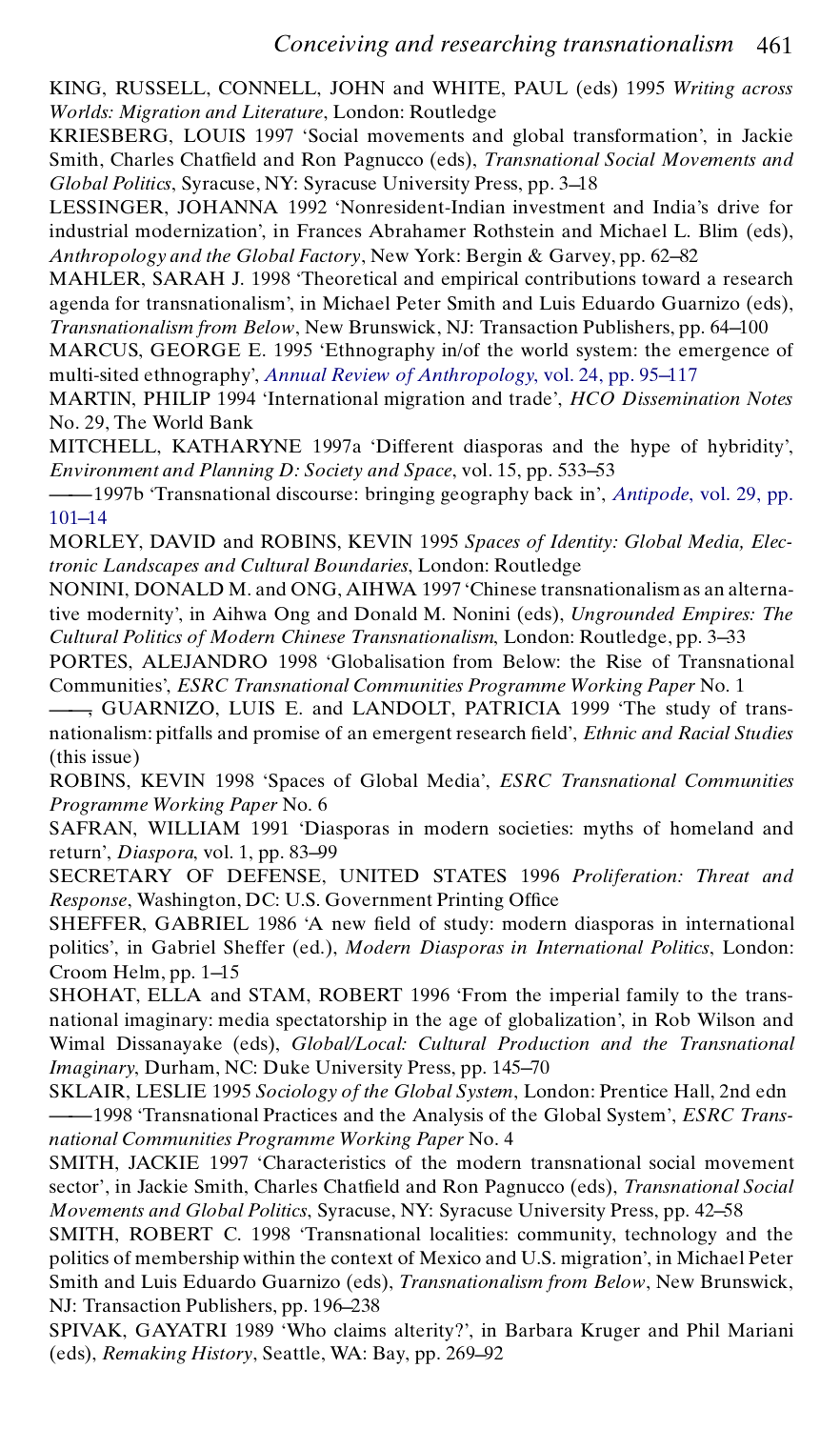KING, RUSSELL, CONNELL, JOHN and WHITE, PAUL (eds) 1995 *Writing across Worlds: Migration and Literature*, London: Routledge

KRIESBERG, LOUIS 1997 'Social movements and global transformation', in Jackie Smith, Charles Chatfield and Ron Pagnucco (eds), *Transnational Social Movements and Global Politics*, Syracuse, NY: Syracuse University Press, pp. 3–18

LESSINGER, JOHANNA 1992 'Nonresident-Indian investment and India's drive for industrial modernization', in Frances Abrahamer Rothstein and Michael L. Blim (eds), *Anthropology and the Global Factory*, New York: Bergin & Garvey, pp. 62–82

MAHLER, SARAH J. 1998 'Theoretical and empirical contributions toward a research agenda for transnationalism', in Michael Peter Smith and Luis Eduardo Guarnizo (eds), *Transnationalism from Below*, New Brunswick, NJ: Transaction Publishers, pp. 64–100

MARCUS, GEORGE E. 1995 'Ethnography in/of the world system: the emergence of multi-sited ethnography', *Annual Review of Anthropology*, vol. 24, pp. 95–117

MARTIN, PHILIP 1994 'International migration and trade', *HCO Dissemination Notes* No. 29, The World Bank

MITCHELL, KATHARYNE 1997a 'Different diasporas and the hype of hybridity', *Environment and Planning D: Society and Space*, vol. 15, pp. 533–53

——1997b 'Transnational discourse: bringing geography back in', *Antipode*, vol. 29, pp. 101–14

MORLEY, DAVID and ROBINS, KEVIN 1995 *Spaces of Identity: Global Media, Electronic Landscapes and Cultural Boundaries*, London: Routledge

NONINI, DONALD M. and ONG, AIHWA 1997 'Chinese transnationalism as an alternative modernity', in Aihwa Ong and Donald M. Nonini (eds), *Ungrounded Empires: The Cultural Politics of Modern Chinese Transnationalism*, London: Routledge, pp. 3–33

PORTES, ALEJANDRO 1998 'Globalisation from Below: the Rise of Transnational Communities', *ESRC Transnational Communities Programme Working Paper* No. 1

——, GUARNIZO, LUIS E. and LANDOLT, PATRICIA 1999 'The study of transnationalism: pitfalls and promise of an emergent research field', *Ethnic and Racial Studies* (this issue)

ROBINS, KEVIN 1998 'Spaces of Global Media', *ESRC Transnational Communities Programme Working Paper* No. 6

SAFRAN, WILLIAM 1991 'Diasporas in modern societies: myths of homeland and return', *Diaspora*, vol. 1, pp. 83–99

SECRETARY OF DEFENSE, UNITED STATES 1996 *Proliferation: Threat and Response*, Washington, DC: U.S. Government Printing Office

SHEFFER, GABRIEL 1986 'A new field of study: modern diasporas in international politics', in Gabriel Sheffer (ed.), *Modern Diasporas in International Politics*, London: Croom Helm, pp. 1–15

SHOHAT, ELLA and STAM, ROBERT 1996 'From the imperial family to the transnational imaginary: media spectatorship in the age of globalization', in Rob Wilson and Wimal Dissanayake (eds), *Global/Local: Cultural Production and the Transnational Imaginary*, Durham, NC: Duke University Press, pp. 145–70

SKLAIR, LESLIE 1995 *Sociology of the Global System*, London: Prentice Hall, 2nd edn

——1998 'Transnational Practices and the Analysis of the Global System', *ESRC Transnational Communities Programme Working Paper* No. 4

SMITH, JACKIE 1997 'Characteristics of the modern transnational social movement sector', in Jackie Smith, Charles Chatfield and Ron Pagnucco (eds), *Transnational Social Movements and Global Politics*, Syracuse, NY: Syracuse University Press, pp. 42–58

SMITH, ROBERT C. 1998 'Transnational localities: community, technology and the politics of membership within the context of Mexico and U.S. migration', in Michael Peter Smith and Luis Eduardo Guarnizo (eds), *Transnationalism from Below*, New Brunswick, NJ: Transaction Publishers, pp. 196–238

SPIVAK, GAYATRI 1989 'Who claims alterity?', in Barbara Kruger and Phil Mariani (eds), *Remaking History*, Seattle, WA: Bay, pp. 269–92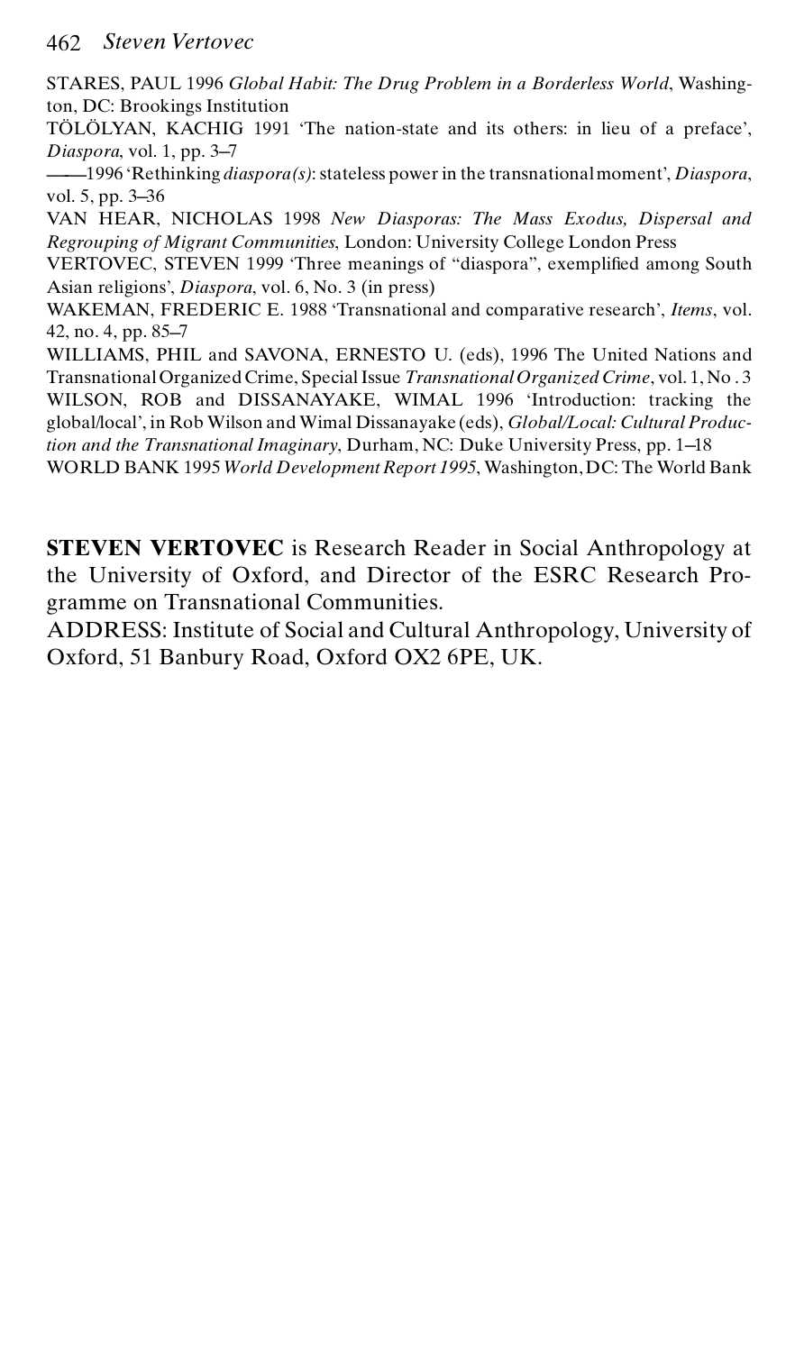STARES, PAUL 1996 *Global Habit: The Drug Problem in a Borderless World*, Washington, DC: Brookings Institution

TÖLÖLYAN, KACHIG 1991 'The nation-state and its others: in lieu of a preface', *Diaspora*, vol. 1, pp. 3–7

——1996 'Rethinking *diaspora(s)*: stateless power in the transnational moment', *Diaspora*, vol. 5, pp. 3–36

VAN HEAR, NICHOLAS 1998 *New Diasporas: The Mass Exodus, Dispersal and Regrouping of Migrant Communities*, London: University College London Press

VERTOVEC, STEVEN 1999 'Three meanings of "diaspora", exemplified among South Asian religions', *Diaspora*, vol. 6, No. 3 (in press)

WAKEMAN, FREDERIC E. 1988 'Transnational and comparative research', *Items*, vol. 42, no. 4, pp. 85–7

WILLIAMS, PHIL and SAVONA, ERNESTO U. (eds), 1996 The United Nations and Transnational Organized Crime, Special Issue *Transnational Organized Crime*, vol. 1, No . 3

WILSON, ROB and DISSANAYAKE, WIMAL 1996 'Introduction: tracking the global/local', in Rob Wilson and Wimal Dissanayake (eds), *Global/Local: Cultural Production and the Transnational Imaginary*, Durham, NC: Duke University Press, pp. 1–18

WORLD BANK 1995 *World Development Report 1995*, Washington, DC: The World Bank

**STEVEN VERTOVEC** is Research Reader in Social Anthropology at the University of Oxford, and Director of the ESRC Research Programme on Transnational Communities.

ADDRESS: Institute of Social and Cultural Anthropology, University of Oxford, 51 Banbury Road, Oxford OX2 6PE, UK.